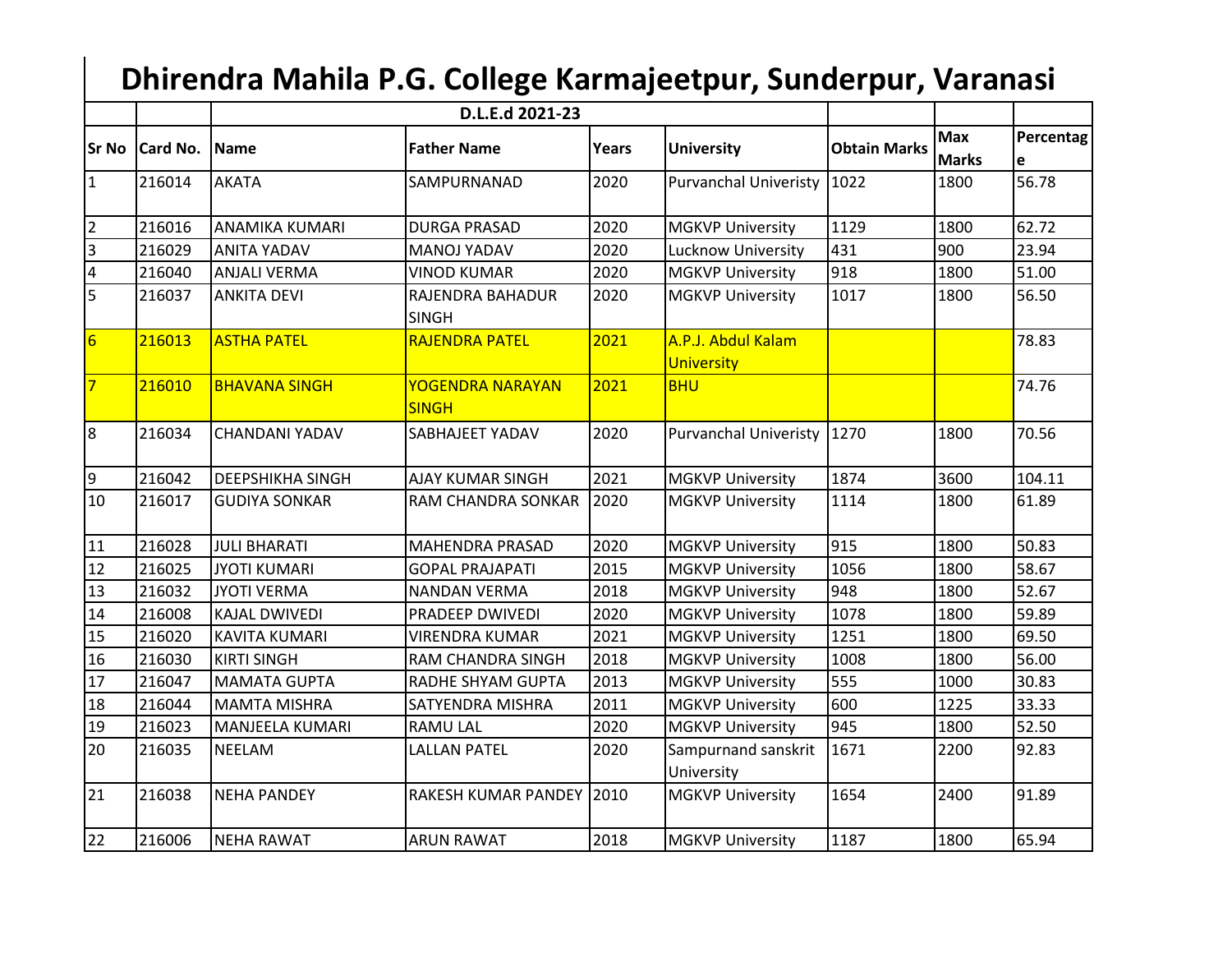# Dhirendra Mahila P.G. College Karmajeetpur, Sunderpur, Varanasi

| | | D.L.E.d 2021-23 | | | | | | |
|---|---|---|---|---|---|---|---|---|
| **Sr No** | **Card No.** | **Name** | **Father Name** | **Years** | **University** | **Obtain Marks** | **Max Marks** | **Percentage** |
| 1 | 216014 | AKATA | SAMPURNANAD | 2020 | Purvanchal Univeristy | 1022 | 1800 | 56.78 |
| 2 | 216016 | ANAMIKA KUMARI | DURGA PRASAD | 2020 | MGKVP University | 1129 | 1800 | 62.72 |
| 3 | 216029 | ANITA YADAV | MANOJ YADAV | 2020 | Lucknow University | 431 | 900 | 23.94 |
| 4 | 216040 | ANJALI VERMA | VINOD KUMAR | 2020 | MGKVP University | 918 | 1800 | 51.00 |
| 5 | 216037 | ANKITA DEVI | RAJENDRA BAHADUR SINGH | 2020 | MGKVP University | 1017 | 1800 | 56.50 |
| 6 | 216013 | ASTHA PATEL | RAJENDRA PATEL | 2021 | A.P.J. Abdul Kalam University | | | 78.83 |
| 7 | 216010 | BHAVANA SINGH | YOGENDRA NARAYAN SINGH | 2021 | BHU | | | 74.76 |
| 8 | 216034 | CHANDANI YADAV | SABHAJEET YADAV | 2020 | Purvanchal Univeristy | 1270 | 1800 | 70.56 |
| 9 | 216042 | DEEPSHIKHA SINGH | AJAY KUMAR SINGH | 2021 | MGKVP University | 1874 | 3600 | 104.11 |
| 10 | 216017 | GUDIYA SONKAR | RAM CHANDRA SONKAR | 2020 | MGKVP University | 1114 | 1800 | 61.89 |
| 11 | 216028 | JULI BHARATI | MAHENDRA PRASAD | 2020 | MGKVP University | 915 | 1800 | 50.83 |
| 12 | 216025 | JYOTI KUMARI | GOPAL PRAJAPATI | 2015 | MGKVP University | 1056 | 1800 | 58.67 |
| 13 | 216032 | JYOTI VERMA | NANDAN VERMA | 2018 | MGKVP University | 948 | 1800 | 52.67 |
| 14 | 216008 | KAJAL DWIVEDI | PRADEEP DWIVEDI | 2020 | MGKVP University | 1078 | 1800 | 59.89 |
| 15 | 216020 | KAVITA KUMARI | VIRENDRA KUMAR | 2021 | MGKVP University | 1251 | 1800 | 69.50 |
| 16 | 216030 | KIRTI SINGH | RAM CHANDRA SINGH | 2018 | MGKVP University | 1008 | 1800 | 56.00 |
| 17 | 216047 | MAMATA GUPTA | RADHE SHYAM GUPTA | 2013 | MGKVP University | 555 | 1000 | 30.83 |
| 18 | 216044 | MAMTA MISHRA | SATYENDRA MISHRA | 2011 | MGKVP University | 600 | 1225 | 33.33 |
| 19 | 216023 | MANJEELA KUMARI | RAMU LAL | 2020 | MGKVP University | 945 | 1800 | 52.50 |
| 20 | 216035 | NEELAM | LALLAN PATEL | 2020 | Sampurnand sanskrit University | 1671 | 2200 | 92.83 |
| 21 | 216038 | NEHA PANDEY | RAKESH KUMAR PANDEY | 2010 | MGKVP University | 1654 | 2400 | 91.89 |
| 22 | 216006 | NEHA RAWAT | ARUN RAWAT | 2018 | MGKVP University | 1187 | 1800 | 65.94 |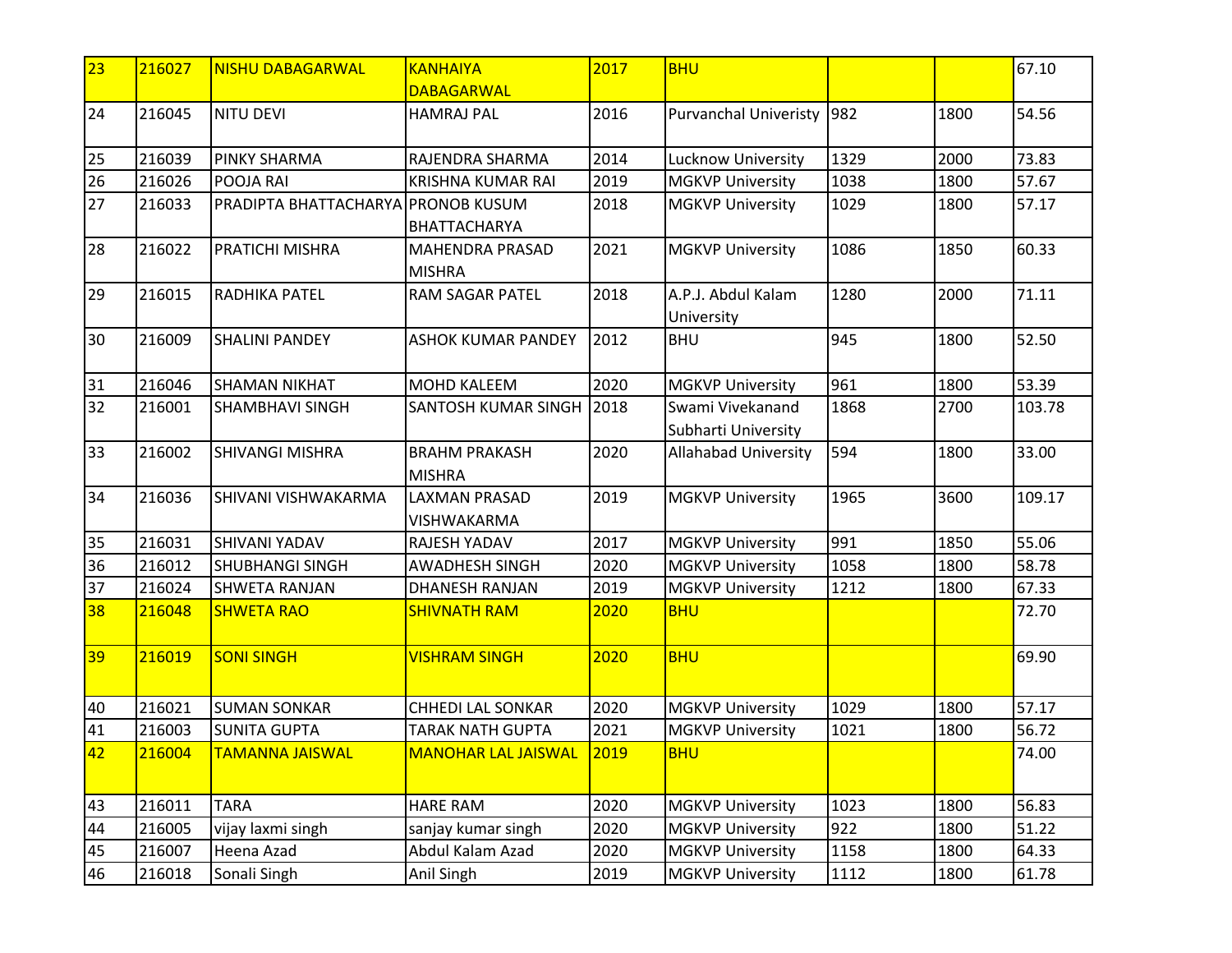| 23 | 216027 | NISHU DABAGARWAL | KANHAIYA DABAGARWAL | 2017 | BHU | | | 67.10 |
|---|---|---|---|---|---|---|---|---|
| 24 | 216045 | NITU DEVI | HAMRAJ PAL | 2016 | Purvanchal Univeristy | 982 | 1800 | 54.56 |
| 25 | 216039 | PINKY SHARMA | RAJENDRA SHARMA | 2014 | Lucknow University | 1329 | 2000 | 73.83 |
| 26 | 216026 | POOJA RAI | KRISHNA KUMAR RAI | 2019 | MGKVP University | 1038 | 1800 | 57.67 |
| 27 | 216033 | PRADIPTA BHATTACHARYA | PRONOB KUSUM BHATTACHARYA | 2018 | MGKVP University | 1029 | 1800 | 57.17 |
| 28 | 216022 | PRATICHI MISHRA | MAHENDRA PRASAD MISHRA | 2021 | MGKVP University | 1086 | 1850 | 60.33 |
| 29 | 216015 | RADHIKA PATEL | RAM SAGAR PATEL | 2018 | A.P.J. Abdul Kalam University | 1280 | 2000 | 71.11 |
| 30 | 216009 | SHALINI PANDEY | ASHOK KUMAR PANDEY | 2012 | BHU | 945 | 1800 | 52.50 |
| 31 | 216046 | SHAMAN NIKHAT | MOHD KALEEM | 2020 | MGKVP University | 961 | 1800 | 53.39 |
| 32 | 216001 | SHAMBHAVI SINGH | SANTOSH KUMAR SINGH | 2018 | Swami Vivekanand Subharti University | 1868 | 2700 | 103.78 |
| 33 | 216002 | SHIVANGI MISHRA | BRAHM PRAKASH MISHRA | 2020 | Allahabad University | 594 | 1800 | 33.00 |
| 34 | 216036 | SHIVANI VISHWAKARMA | LAXMAN PRASAD VISHWAKARMA | 2019 | MGKVP University | 1965 | 3600 | 109.17 |
| 35 | 216031 | SHIVANI YADAV | RAJESH YADAV | 2017 | MGKVP University | 991 | 1850 | 55.06 |
| 36 | 216012 | SHUBHANGI SINGH | AWADHESH SINGH | 2020 | MGKVP University | 1058 | 1800 | 58.78 |
| 37 | 216024 | SHWETA RANJAN | DHANESH RANJAN | 2019 | MGKVP University | 1212 | 1800 | 67.33 |
| 38 | 216048 | SHWETA RAO | SHIVNATH RAM | 2020 | BHU | | | 72.70 |
| 39 | 216019 | SONI SINGH | VISHRAM SINGH | 2020 | BHU | | | 69.90 |
| 40 | 216021 | SUMAN SONKAR | CHHEDI LAL SONKAR | 2020 | MGKVP University | 1029 | 1800 | 57.17 |
| 41 | 216003 | SUNITA GUPTA | TARAK NATH GUPTA | 2021 | MGKVP University | 1021 | 1800 | 56.72 |
| 42 | 216004 | TAMANNA JAISWAL | MANOHAR LAL JAISWAL | 2019 | BHU | | | 74.00 |
| 43 | 216011 | TARA | HARE RAM | 2020 | MGKVP University | 1023 | 1800 | 56.83 |
| 44 | 216005 | vijay laxmi singh | sanjay kumar singh | 2020 | MGKVP University | 922 | 1800 | 51.22 |
| 45 | 216007 | Heena Azad | Abdul Kalam Azad | 2020 | MGKVP University | 1158 | 1800 | 64.33 |
| 46 | 216018 | Sonali Singh | Anil Singh | 2019 | MGKVP University | 1112 | 1800 | 61.78 |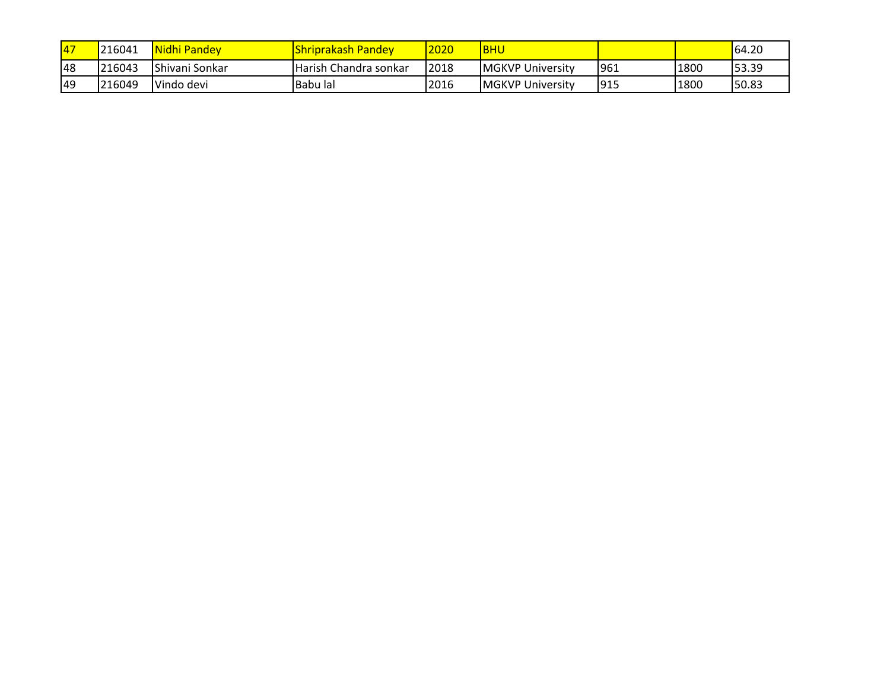| | | | | | | | | |
|---|---|---|---|---|---|---|---|---|
| 47 | 216041 | Nidhi Pandey | Shriprakash Pandey | 2020 | BHU | | | 64.20 |
| 48 | 216043 | Shivani Sonkar | Harish Chandra sonkar | 2018 | MGKVP University | 961 | 1800 | 53.39 |
| 49 | 216049 | Vindo devi | Babu lal | 2016 | MGKVP University | 915 | 1800 | 50.83 |